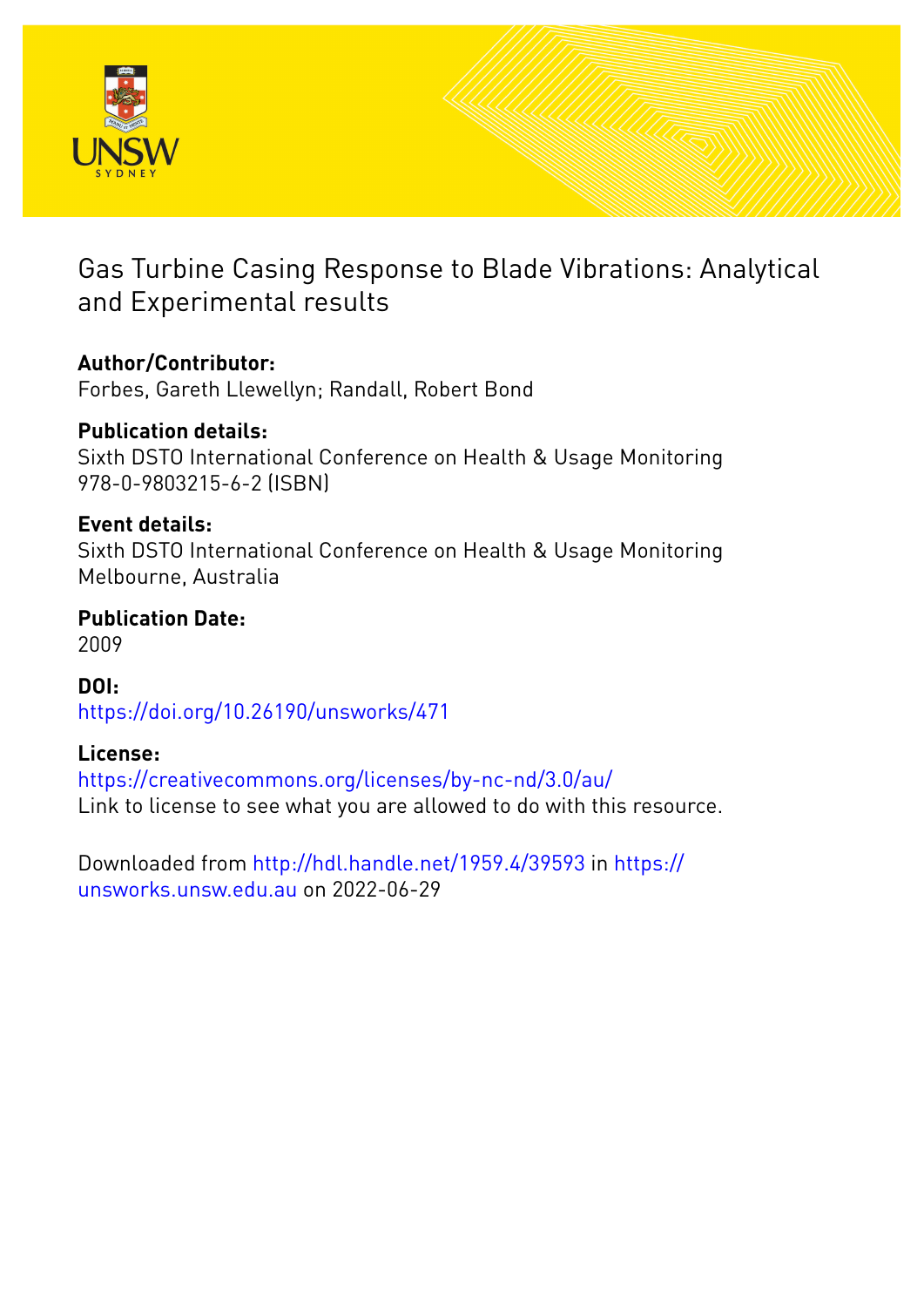# Gas Turbine Casing Response to Blade Vibrations: Analytical and Experimental results

**Author/Contributor:**
Forbes, Gareth Llewellyn; Randall, Robert Bond

**Publication details:**
Sixth DSTO International Conference on Health & Usage Monitoring
978-0-9803215-6-2 (ISBN)

**Event details:**
Sixth DSTO International Conference on Health & Usage Monitoring
Melbourne, Australia

**Publication Date:**
2009

**DOI:**
https://doi.org/10.26190/unsworks/471

**License:**
https://creativecommons.org/licenses/by-nc-nd/3.0/au/
Link to license to see what you are allowed to do with this resource.

Downloaded from http://hdl.handle.net/1959.4/39593 in https://unsworks.unsw.edu.au on 2022-06-29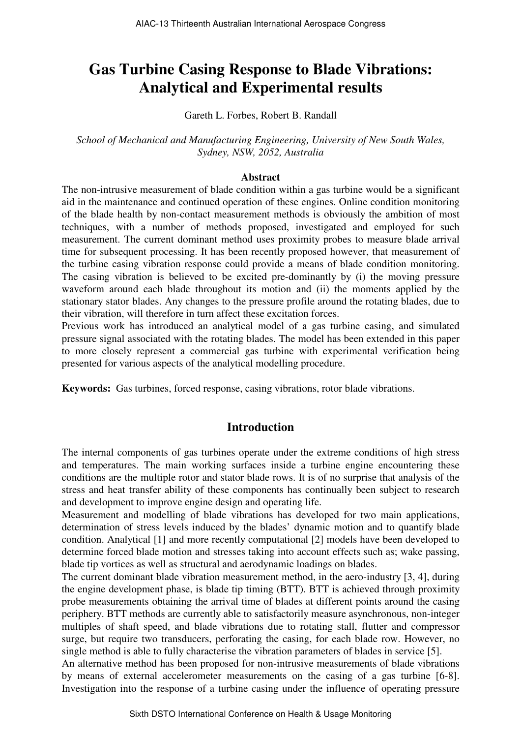# Gas Turbine Casing Response to Blade Vibrations: Analytical and Experimental results

Gareth L. Forbes, Robert B. Randall

*School of Mechanical and Manufacturing Engineering, University of New South Wales, Sydney, NSW, 2052, Australia*

### Abstract

The non-intrusive measurement of blade condition within a gas turbine would be a significant aid in the maintenance and continued operation of these engines. Online condition monitoring of the blade health by non-contact measurement methods is obviously the ambition of most techniques, with a number of methods proposed, investigated and employed for such measurement. The current dominant method uses proximity probes to measure blade arrival time for subsequent processing. It has been recently proposed however, that measurement of the turbine casing vibration response could provide a means of blade condition monitoring. The casing vibration is believed to be excited pre-dominantly by (i) the moving pressure waveform around each blade throughout its motion and (ii) the moments applied by the stationary stator blades. Any changes to the pressure profile around the rotating blades, due to their vibration, will therefore in turn affect these excitation forces.

Previous work has introduced an analytical model of a gas turbine casing, and simulated pressure signal associated with the rotating blades. The model has been extended in this paper to more closely represent a commercial gas turbine with experimental verification being presented for various aspects of the analytical modelling procedure.

**Keywords:** Gas turbines, forced response, casing vibrations, rotor blade vibrations.

## Introduction

The internal components of gas turbines operate under the extreme conditions of high stress and temperatures. The main working surfaces inside a turbine engine encountering these conditions are the multiple rotor and stator blade rows. It is of no surprise that analysis of the stress and heat transfer ability of these components has continually been subject to research and development to improve engine design and operating life.

Measurement and modelling of blade vibrations has developed for two main applications, determination of stress levels induced by the blades' dynamic motion and to quantify blade condition. Analytical [1] and more recently computational [2] models have been developed to determine forced blade motion and stresses taking into account effects such as; wake passing, blade tip vortices as well as structural and aerodynamic loadings on blades.

The current dominant blade vibration measurement method, in the aero-industry [3, 4], during the engine development phase, is blade tip timing (BTT). BTT is achieved through proximity probe measurements obtaining the arrival time of blades at different points around the casing periphery. BTT methods are currently able to satisfactorily measure asynchronous, non-integer multiples of shaft speed, and blade vibrations due to rotating stall, flutter and compressor surge, but require two transducers, perforating the casing, for each blade row. However, no single method is able to fully characterise the vibration parameters of blades in service [5].

An alternative method has been proposed for non-intrusive measurements of blade vibrations by means of external accelerometer measurements on the casing of a gas turbine [6-8]. Investigation into the response of a turbine casing under the influence of operating pressure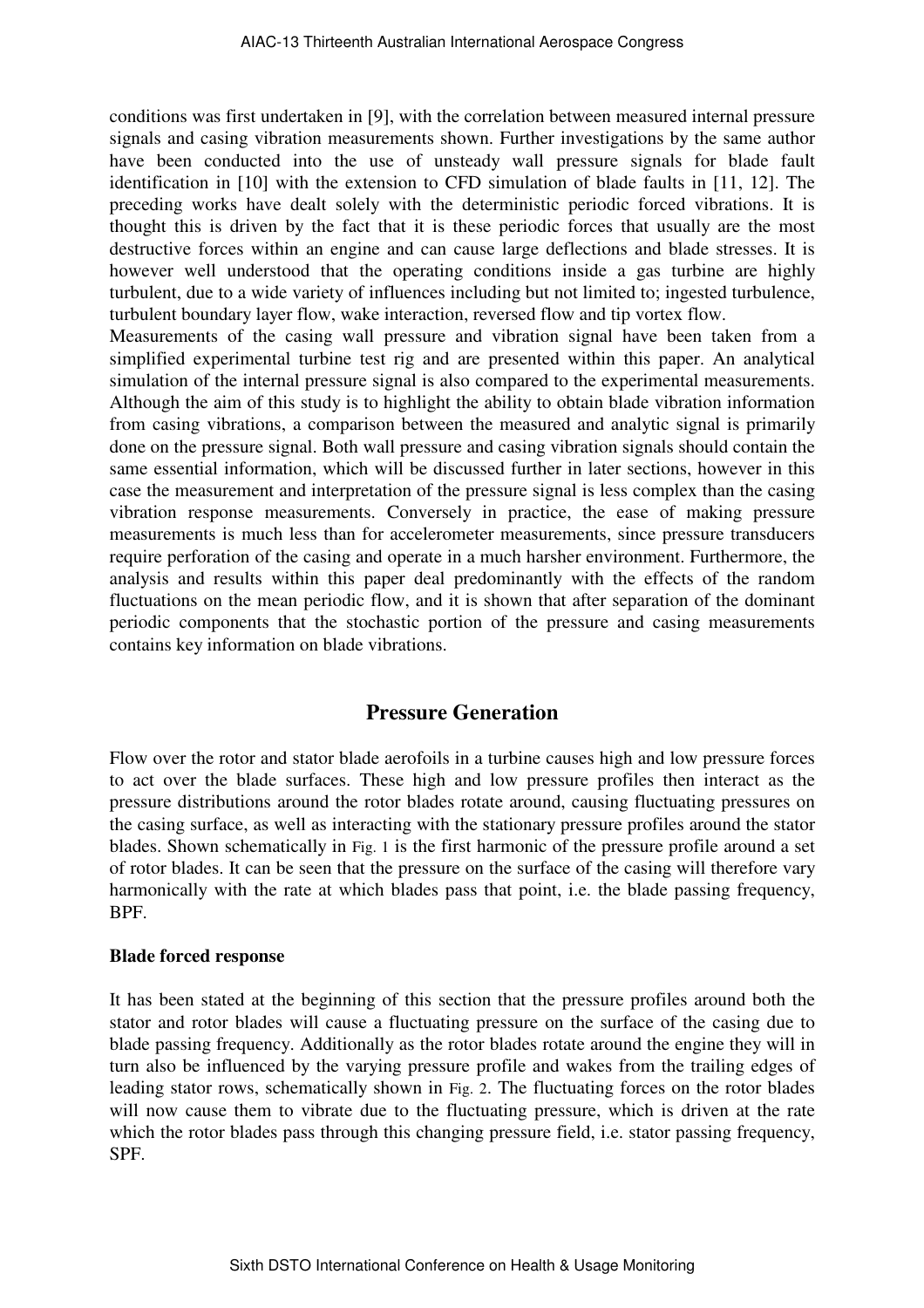conditions was first undertaken in [9], with the correlation between measured internal pressure signals and casing vibration measurements shown. Further investigations by the same author have been conducted into the use of unsteady wall pressure signals for blade fault identification in [10] with the extension to CFD simulation of blade faults in [11, 12]. The preceding works have dealt solely with the deterministic periodic forced vibrations. It is thought this is driven by the fact that it is these periodic forces that usually are the most destructive forces within an engine and can cause large deflections and blade stresses. It is however well understood that the operating conditions inside a gas turbine are highly turbulent, due to a wide variety of influences including but not limited to; ingested turbulence, turbulent boundary layer flow, wake interaction, reversed flow and tip vortex flow.

Measurements of the casing wall pressure and vibration signal have been taken from a simplified experimental turbine test rig and are presented within this paper. An analytical simulation of the internal pressure signal is also compared to the experimental measurements. Although the aim of this study is to highlight the ability to obtain blade vibration information from casing vibrations, a comparison between the measured and analytic signal is primarily done on the pressure signal. Both wall pressure and casing vibration signals should contain the same essential information, which will be discussed further in later sections, however in this case the measurement and interpretation of the pressure signal is less complex than the casing vibration response measurements. Conversely in practice, the ease of making pressure measurements is much less than for accelerometer measurements, since pressure transducers require perforation of the casing and operate in a much harsher environment. Furthermore, the analysis and results within this paper deal predominantly with the effects of the random fluctuations on the mean periodic flow, and it is shown that after separation of the dominant periodic components that the stochastic portion of the pressure and casing measurements contains key information on blade vibrations.

## Pressure Generation

Flow over the rotor and stator blade aerofoils in a turbine causes high and low pressure forces to act over the blade surfaces. These high and low pressure profiles then interact as the pressure distributions around the rotor blades rotate around, causing fluctuating pressures on the casing surface, as well as interacting with the stationary pressure profiles around the stator blades. Shown schematically in Fig. 1 is the first harmonic of the pressure profile around a set of rotor blades. It can be seen that the pressure on the surface of the casing will therefore vary harmonically with the rate at which blades pass that point, i.e. the blade passing frequency, BPF.

### Blade forced response

It has been stated at the beginning of this section that the pressure profiles around both the stator and rotor blades will cause a fluctuating pressure on the surface of the casing due to blade passing frequency. Additionally as the rotor blades rotate around the engine they will in turn also be influenced by the varying pressure profile and wakes from the trailing edges of leading stator rows, schematically shown in Fig. 2. The fluctuating forces on the rotor blades will now cause them to vibrate due to the fluctuating pressure, which is driven at the rate which the rotor blades pass through this changing pressure field, i.e. stator passing frequency, SPF.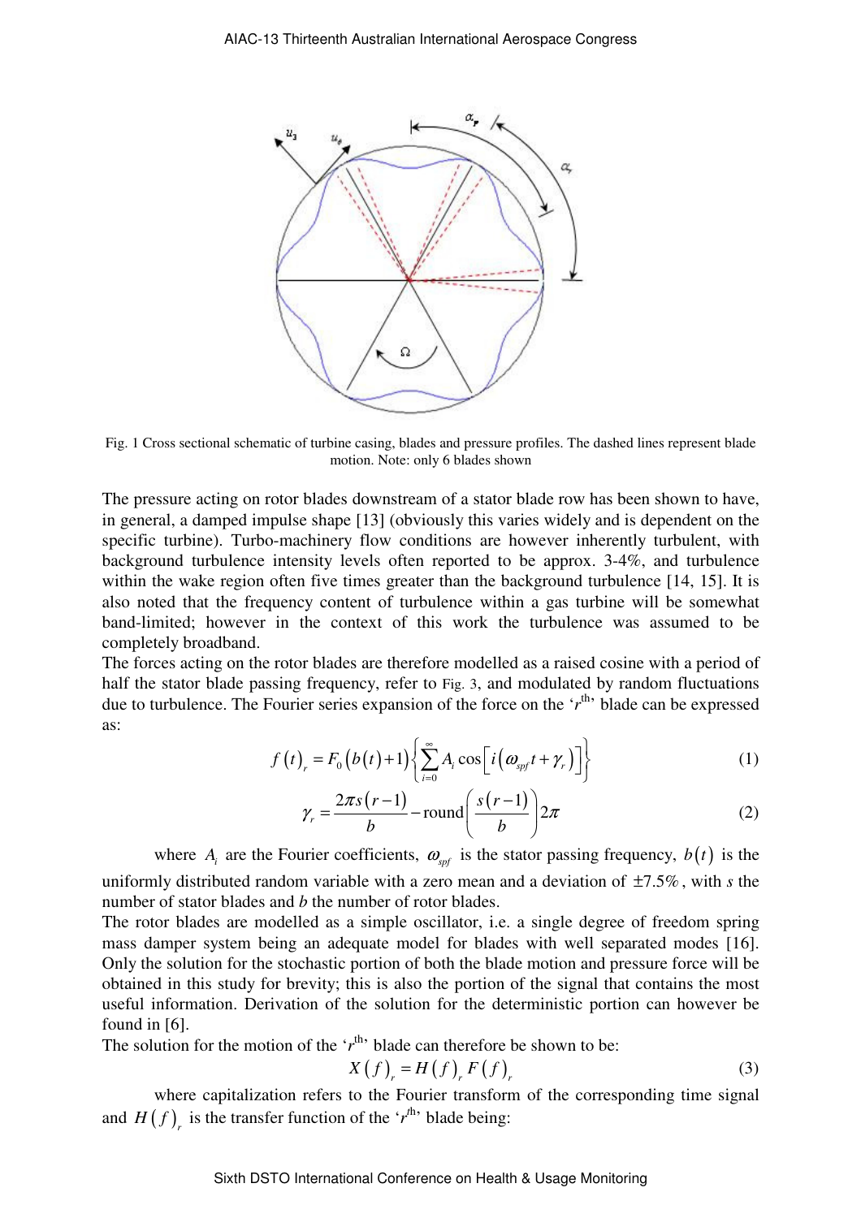$u_3$

$u_\phi$

$\alpha_r$

$\alpha_r$

$\Omega$

Fig. 1 Cross sectional schematic of turbine casing, blades and pressure profiles. The dashed lines represent blade motion. Note: only 6 blades shown

The pressure acting on rotor blades downstream of a stator blade row has been shown to have, in general, a damped impulse shape [13] (obviously this varies widely and is dependent on the specific turbine). Turbo-machinery flow conditions are however inherently turbulent, with background turbulence intensity levels often reported to be approx. 3-4%, and turbulence within the wake region often five times greater than the background turbulence [14, 15]. It is also noted that the frequency content of turbulence within a gas turbine will be somewhat band-limited; however in the context of this work the turbulence was assumed to be completely broadband.

The forces acting on the rotor blades are therefore modelled as a raised cosine with a period of half the stator blade passing frequency, refer to Fig. 3, and modulated by random fluctuations due to turbulence. The Fourier series expansion of the force on the '$r^{\text{th}}$' blade can be expressed as:

$$f(t)_r = F_0\left(b(t)+1\right)\left\{\sum_{i=0}^{\infty} A_i \cos\left[i\left(\omega_{spf}t+\gamma_r\right)\right]\right\} \tag{1}$$

$$\gamma_r = \frac{2\pi s(r-1)}{b} - \text{round}\left(\frac{s(r-1)}{b}\right)2\pi \tag{2}$$

where $A_i$ are the Fourier coefficients, $\omega_{spf}$ is the stator passing frequency, $b(t)$ is the uniformly distributed random variable with a zero mean and a deviation of $\pm 7.5\%$, with $s$ the number of stator blades and $b$ the number of rotor blades.

The rotor blades are modelled as a simple oscillator, i.e. a single degree of freedom spring mass damper system being an adequate model for blades with well separated modes [16]. Only the solution for the stochastic portion of both the blade motion and pressure force will be obtained in this study for brevity; this is also the portion of the signal that contains the most useful information. Derivation of the solution for the deterministic portion can however be found in [6].

The solution for the motion of the '$r^{\text{th}}$' blade can therefore be shown to be:

$$X(f)_r = H(f)_r F(f)_r \tag{3}$$

where capitalization refers to the Fourier transform of the corresponding time signal and $H(f)_r$ is the transfer function of the '$r^{\text{th}}$' blade being: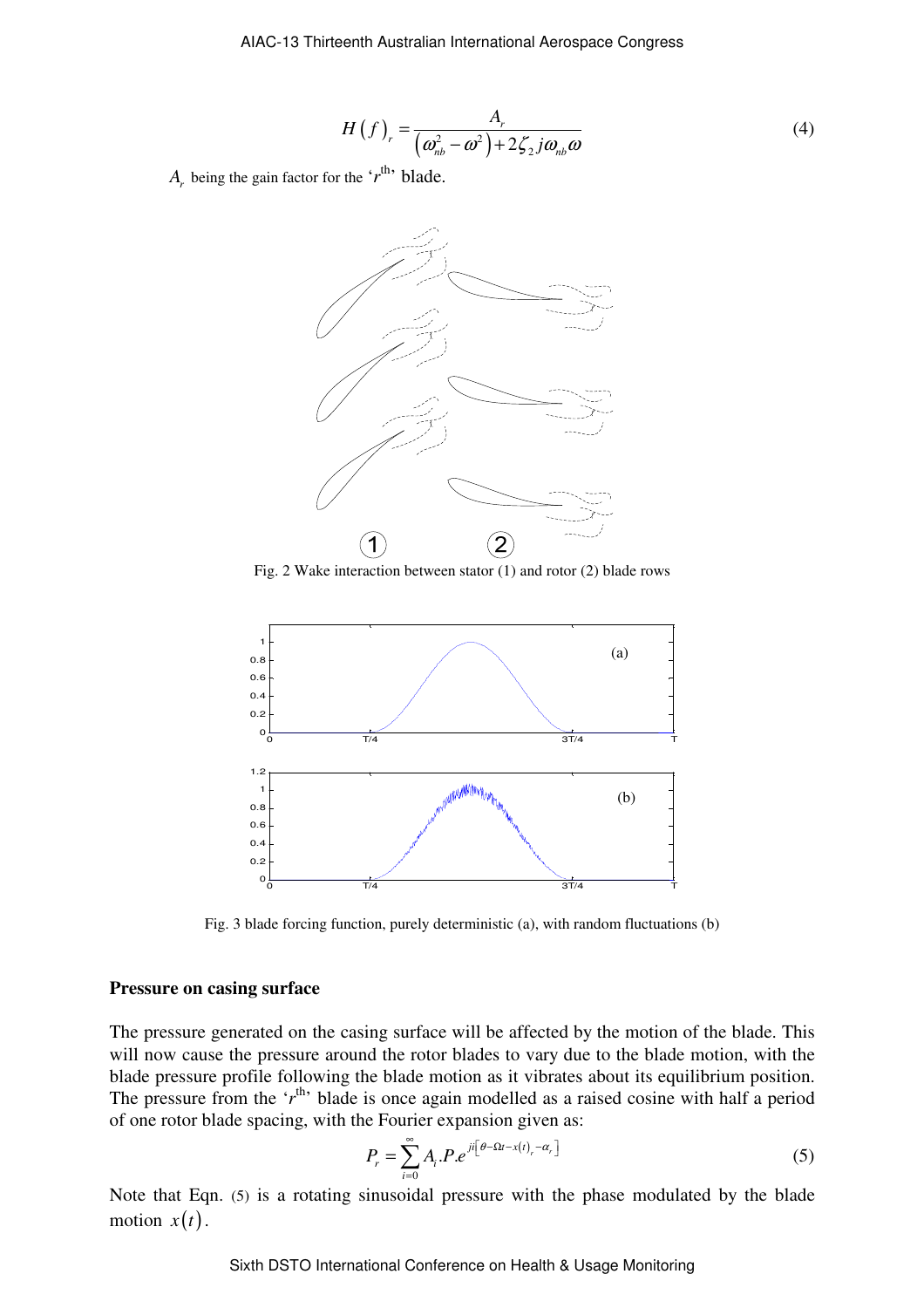$$H(f)_r = \frac{A_r}{\left(\omega_{nb}^2 - \omega^2\right) + 2\zeta_2 j\omega_{nb}\omega} \tag{4}$$

$A_r$ being the gain factor for the '$r^{\text{th}}$' blade.

Fig. 2 Wake interaction between stator (1) and rotor (2) blade rows

Fig. 3 blade forcing function, purely deterministic (a), with random fluctuations (b)

**Pressure on casing surface**

The pressure generated on the casing surface will be affected by the motion of the blade. This will now cause the pressure around the rotor blades to vary due to the blade motion, with the blade pressure profile following the blade motion as it vibrates about its equilibrium position. The pressure from the '$r^{\text{th}}$' blade is once again modelled as a raised cosine with half a period of one rotor blade spacing, with the Fourier expansion given as:

$$P_r = \sum_{i=0}^{\infty} A_i . P . e^{ji\left[\theta - \Omega t - x(t)_r - \alpha_r\right]} \tag{5}$$

Note that Eqn. (5) is a rotating sinusoidal pressure with the phase modulated by the blade motion $x(t)$.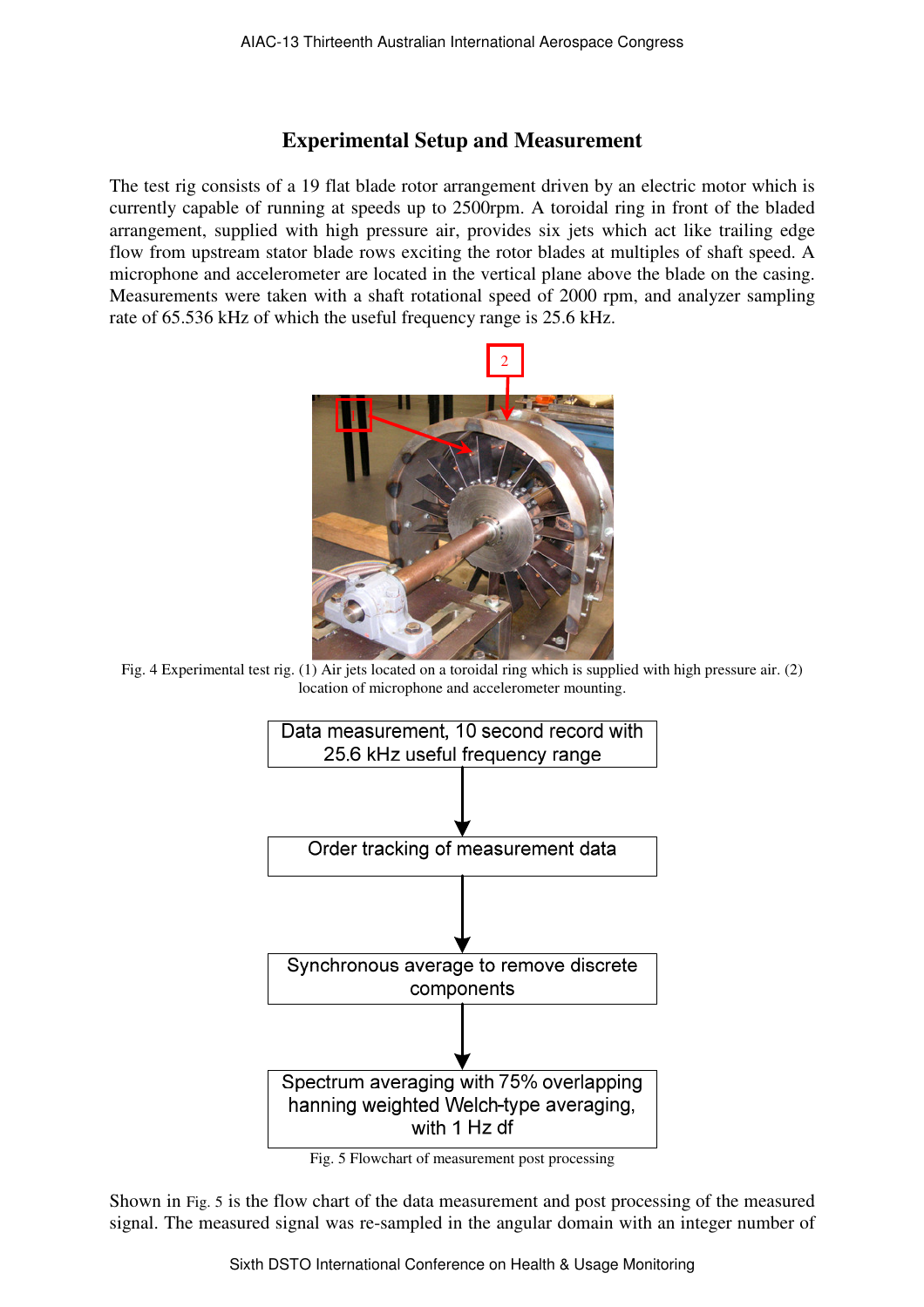## Experimental Setup and Measurement

The test rig consists of a 19 flat blade rotor arrangement driven by an electric motor which is currently capable of running at speeds up to 2500rpm. A toroidal ring in front of the bladed arrangement, supplied with high pressure air, provides six jets which act like trailing edge flow from upstream stator blade rows exciting the rotor blades at multiples of shaft speed. A microphone and accelerometer are located in the vertical plane above the blade on the casing. Measurements were taken with a shaft rotational speed of 2000 rpm, and analyzer sampling rate of 65.536 kHz of which the useful frequency range is 25.6 kHz.

2

Fig. 4 Experimental test rig. (1) Air jets located on a toroidal ring which is supplied with high pressure air. (2) location of microphone and accelerometer mounting.

Data measurement, 10 second record with 25.6 kHz useful frequency range

Order tracking of measurement data

Synchronous average to remove discrete components

Spectrum averaging with 75% overlapping hanning weighted Welch-type averaging, with 1 Hz df

Fig. 5 Flowchart of measurement post processing

Shown in Fig. 5 is the flow chart of the data measurement and post processing of the measured signal. The measured signal was re-sampled in the angular domain with an integer number of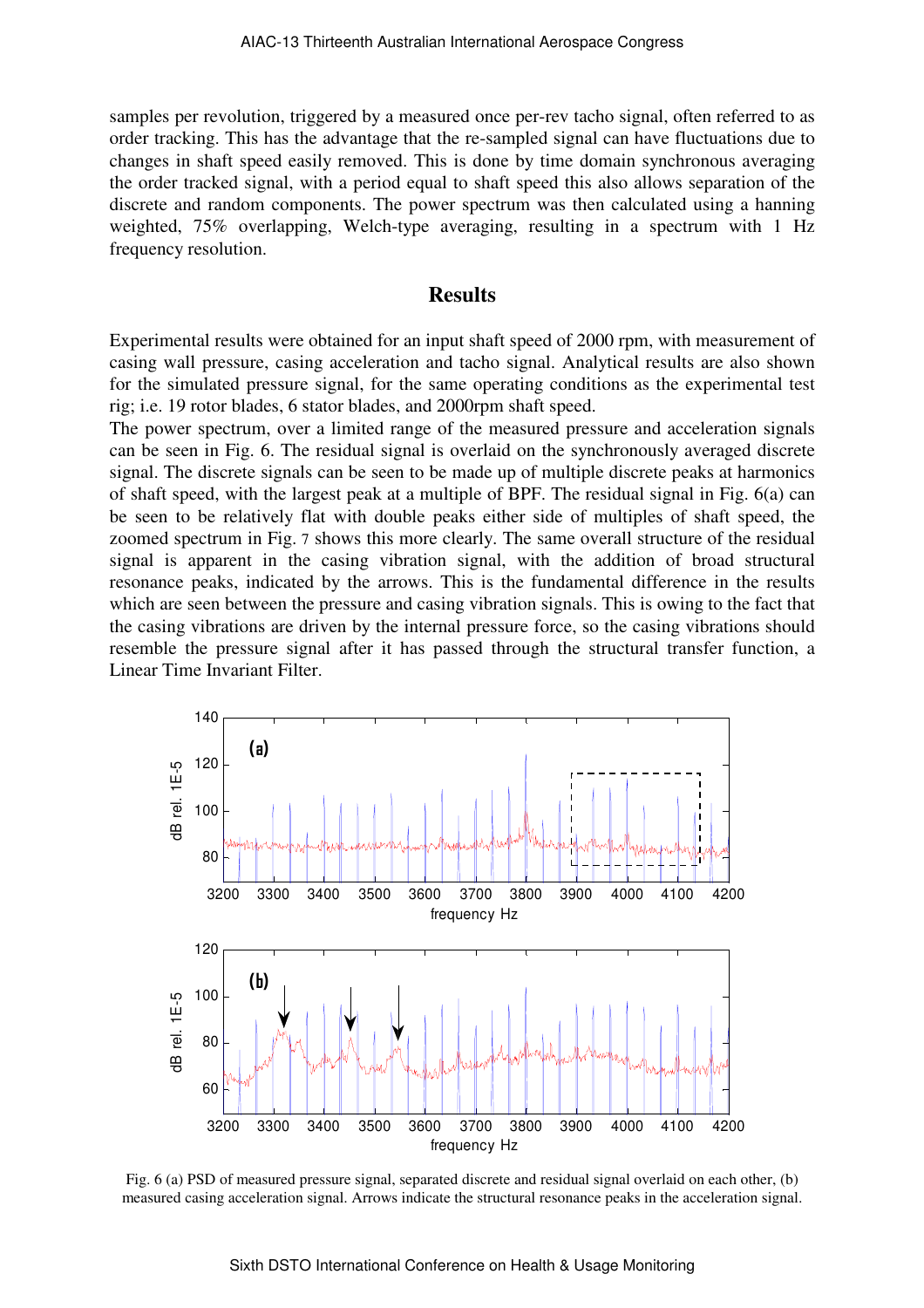samples per revolution, triggered by a measured once per-rev tacho signal, often referred to as order tracking. This has the advantage that the re-sampled signal can have fluctuations due to changes in shaft speed easily removed. This is done by time domain synchronous averaging the order tracked signal, with a period equal to shaft speed this also allows separation of the discrete and random components. The power spectrum was then calculated using a hanning weighted, 75% overlapping, Welch-type averaging, resulting in a spectrum with 1 Hz frequency resolution.

## Results

Experimental results were obtained for an input shaft speed of 2000 rpm, with measurement of casing wall pressure, casing acceleration and tacho signal. Analytical results are also shown for the simulated pressure signal, for the same operating conditions as the experimental test rig; i.e. 19 rotor blades, 6 stator blades, and 2000rpm shaft speed.

The power spectrum, over a limited range of the measured pressure and acceleration signals can be seen in Fig. 6. The residual signal is overlaid on the synchronously averaged discrete signal. The discrete signals can be seen to be made up of multiple discrete peaks at harmonics of shaft speed, with the largest peak at a multiple of BPF. The residual signal in Fig. 6(a) can be seen to be relatively flat with double peaks either side of multiples of shaft speed, the zoomed spectrum in Fig. 7 shows this more clearly. The same overall structure of the residual signal is apparent in the casing vibration signal, with the addition of broad structural resonance peaks, indicated by the arrows. This is the fundamental difference in the results which are seen between the pressure and casing vibration signals. This is owing to the fact that the casing vibrations are driven by the internal pressure force, so the casing vibrations should resemble the pressure signal after it has passed through the structural transfer function, a Linear Time Invariant Filter.

(a)

dB rel. 1E-5

140
120
100
80

3200 3300 3400 3500 3600 3700 3800 3900 4000 4100 4200

frequency Hz

(b)

dB rel. 1E-5

120
100
80
60

3200 3300 3400 3500 3600 3700 3800 3900 4000 4100 4200

frequency Hz

Fig. 6 (a) PSD of measured pressure signal, separated discrete and residual signal overlaid on each other, (b) measured casing acceleration signal. Arrows indicate the structural resonance peaks in the acceleration signal.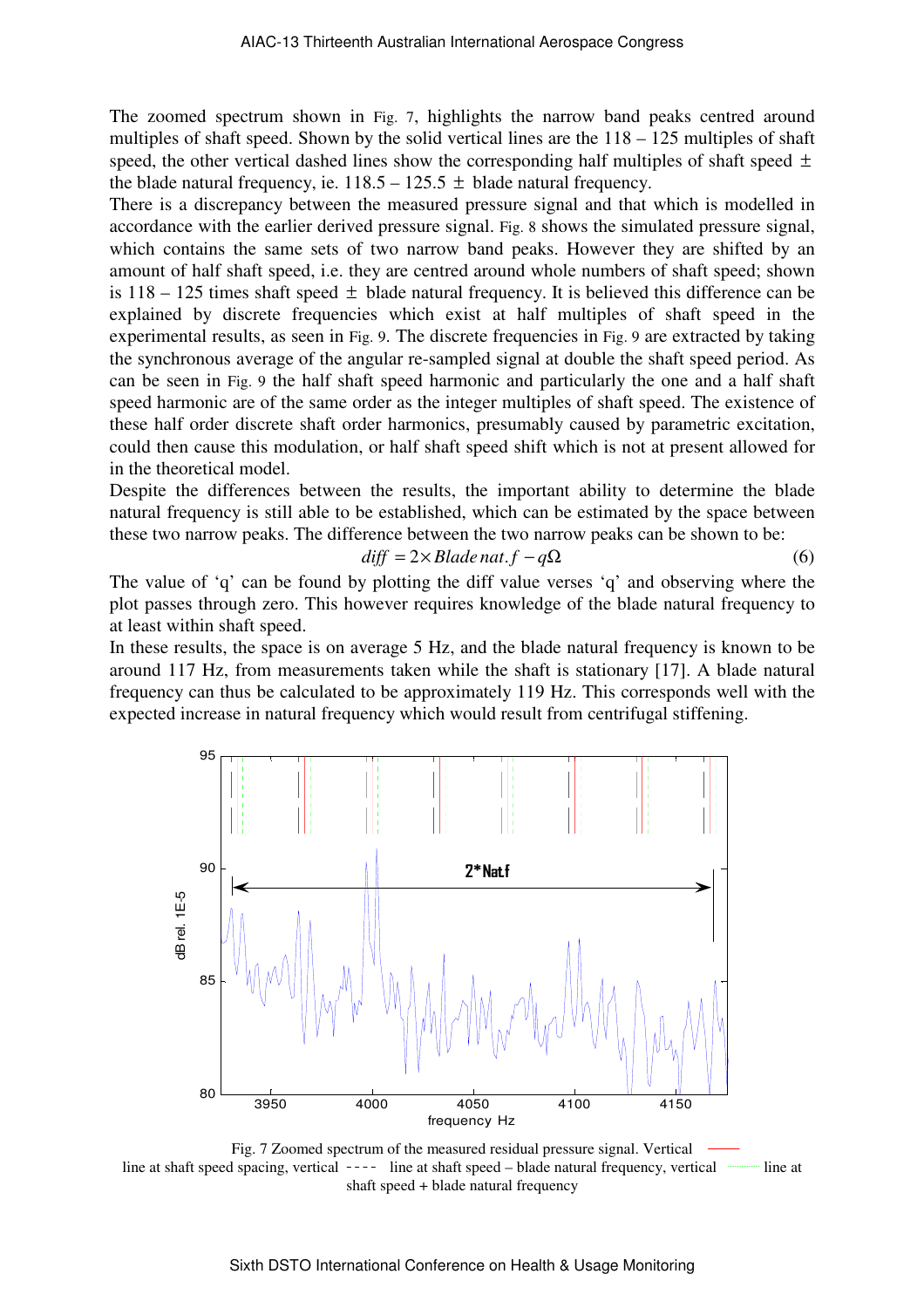The zoomed spectrum shown in Fig. 7, highlights the narrow band peaks centred around multiples of shaft speed. Shown by the solid vertical lines are the 118 – 125 multiples of shaft speed, the other vertical dashed lines show the corresponding half multiples of shaft speed ± the blade natural frequency, ie. 118.5 – 125.5 ± blade natural frequency.

There is a discrepancy between the measured pressure signal and that which is modelled in accordance with the earlier derived pressure signal. Fig. 8 shows the simulated pressure signal, which contains the same sets of two narrow band peaks. However they are shifted by an amount of half shaft speed, i.e. they are centred around whole numbers of shaft speed; shown is 118 – 125 times shaft speed ± blade natural frequency. It is believed this difference can be explained by discrete frequencies which exist at half multiples of shaft speed in the experimental results, as seen in Fig. 9. The discrete frequencies in Fig. 9 are extracted by taking the synchronous average of the angular re-sampled signal at double the shaft speed period. As can be seen in Fig. 9 the half shaft speed harmonic and particularly the one and a half shaft speed harmonic are of the same order as the integer multiples of shaft speed. The existence of these half order discrete shaft order harmonics, presumably caused by parametric excitation, could then cause this modulation, or half shaft speed shift which is not at present allowed for in the theoretical model.

Despite the differences between the results, the important ability to determine the blade natural frequency is still able to be established, which can be estimated by the space between these two narrow peaks. The difference between the two narrow peaks can be shown to be:

$$diff = 2 \times Blade\,nat.f - q\Omega \tag{6}$$

The value of 'q' can be found by plotting the diff value verses 'q' and observing where the plot passes through zero. This however requires knowledge of the blade natural frequency to at least within shaft speed.

In these results, the space is on average 5 Hz, and the blade natural frequency is known to be around 117 Hz, from measurements taken while the shaft is stationary [17]. A blade natural frequency can thus be calculated to be approximately 119 Hz. This corresponds well with the expected increase in natural frequency which would result from centrifugal stiffening.

Fig. 7 Zoomed spectrum of the measured residual pressure signal. Vertical —— line at shaft speed spacing, vertical ---- line at shaft speed – blade natural frequency, vertical ······ line at shaft speed + blade natural frequency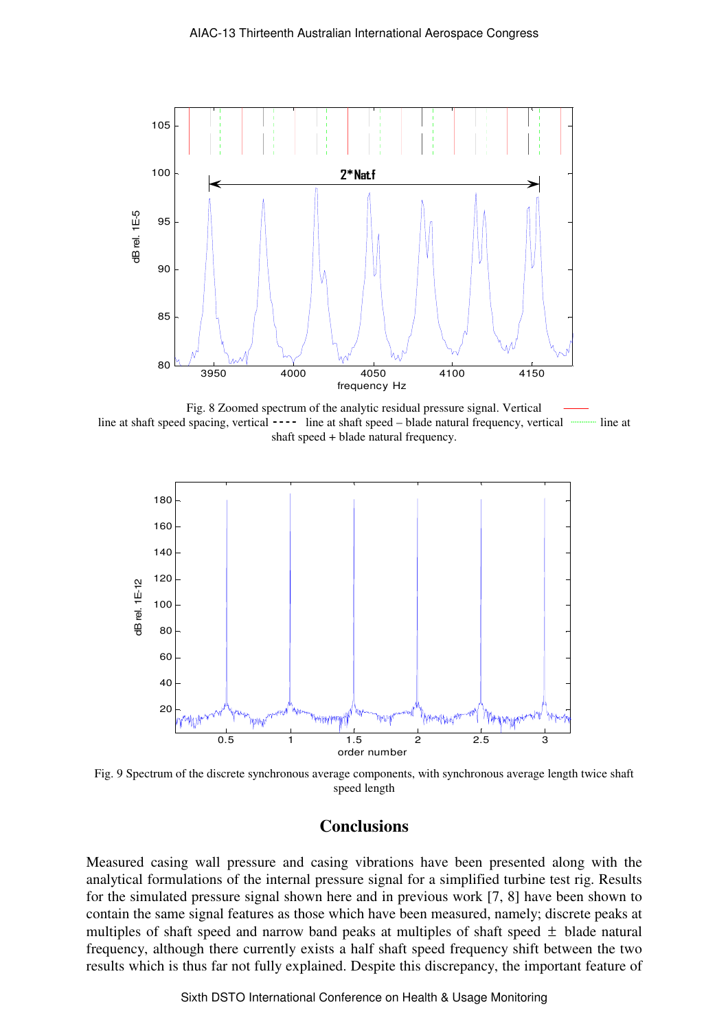105

100

95

90

85

80

dB rel. 1E-5

2*Nat.f

3950 4000 4050 4100 4150

frequency Hz

Fig. 8 Zoomed spectrum of the analytic residual pressure signal. Vertical line at shaft speed spacing, vertical - - - - line at shaft speed – blade natural frequency, vertical line at shaft speed + blade natural frequency.

180

160

140

120

100

80

60

40

20

dB rel. 1E-12

0.5 1 1.5 2 2.5 3

order number

Fig. 9 Spectrum of the discrete synchronous average components, with synchronous average length twice shaft speed length

## Conclusions

Measured casing wall pressure and casing vibrations have been presented along with the analytical formulations of the internal pressure signal for a simplified turbine test rig. Results for the simulated pressure signal shown here and in previous work [7, 8] have been shown to contain the same signal features as those which have been measured, namely; discrete peaks at multiples of shaft speed and narrow band peaks at multiples of shaft speed $\pm$ blade natural frequency, although there currently exists a half shaft speed frequency shift between the two results which is thus far not fully explained. Despite this discrepancy, the important feature of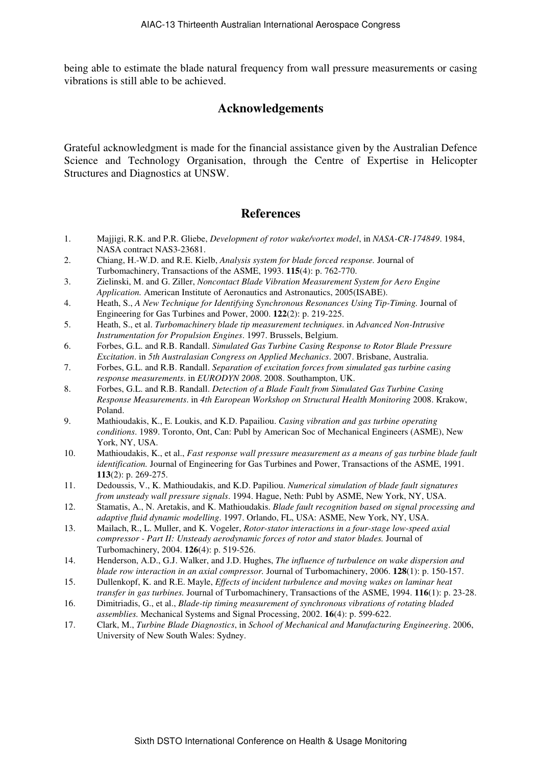being able to estimate the blade natural frequency from wall pressure measurements or casing vibrations is still able to be achieved.

## Acknowledgements

Grateful acknowledgment is made for the financial assistance given by the Australian Defence Science and Technology Organisation, through the Centre of Expertise in Helicopter Structures and Diagnostics at UNSW.

## References

1. Majjigi, R.K. and P.R. Gliebe, *Development of rotor wake/vortex model*, in *NASA-CR-174849*. 1984, NASA contract NAS3-23681.
2. Chiang, H.-W.D. and R.E. Kielb, *Analysis system for blade forced response.* Journal of Turbomachinery, Transactions of the ASME, 1993. **115**(4): p. 762-770.
3. Zielinski, M. and G. Ziller, *Noncontact Blade Vibration Measurement System for Aero Engine Application.* American Institute of Aeronautics and Astronautics, 2005(ISABE).
4. Heath, S., *A New Technique for Identifying Synchronous Resonances Using Tip-Timing.* Journal of Engineering for Gas Turbines and Power, 2000. **122**(2): p. 219-225.
5. Heath, S., et al. *Turbomachinery blade tip measurement techniques*. in *Advanced Non-Intrusive Instrumentation for Propulsion Engines*. 1997. Brussels, Belgium.
6. Forbes, G.L. and R.B. Randall. *Simulated Gas Turbine Casing Response to Rotor Blade Pressure Excitation*. in *5th Australasian Congress on Applied Mechanics*. 2007. Brisbane, Australia.
7. Forbes, G.L. and R.B. Randall. *Separation of excitation forces from simulated gas turbine casing response measurements*. in *EURODYN 2008*. 2008. Southampton, UK.
8. Forbes, G.L. and R.B. Randall. *Detection of a Blade Fault from Simulated Gas Turbine Casing Response Measurements*. in *4th European Workshop on Structural Health Monitoring* 2008. Krakow, Poland.
9. Mathioudakis, K., E. Loukis, and K.D. Papailiou. *Casing vibration and gas turbine operating conditions*. 1989. Toronto, Ont, Can: Publ by American Soc of Mechanical Engineers (ASME), New York, NY, USA.
10. Mathioudakis, K., et al., *Fast response wall pressure measurement as a means of gas turbine blade fault identification.* Journal of Engineering for Gas Turbines and Power, Transactions of the ASME, 1991. **113**(2): p. 269-275.
11. Dedoussis, V., K. Mathioudakis, and K.D. Papiliou. *Numerical simulation of blade fault signatures from unsteady wall pressure signals*. 1994. Hague, Neth: Publ by ASME, New York, NY, USA.
12. Stamatis, A., N. Aretakis, and K. Mathioudakis. *Blade fault recognition based on signal processing and adaptive fluid dynamic modelling*. 1997. Orlando, FL, USA: ASME, New York, NY, USA.
13. Mailach, R., L. Muller, and K. Vogeler, *Rotor-stator interactions in a four-stage low-speed axial compressor - Part II: Unsteady aerodynamic forces of rotor and stator blades.* Journal of Turbomachinery, 2004. **126**(4): p. 519-526.
14. Henderson, A.D., G.J. Walker, and J.D. Hughes, *The influence of turbulence on wake dispersion and blade row interaction in an axial compressor.* Journal of Turbomachinery, 2006. **128**(1): p. 150-157.
15. Dullenkopf, K. and R.E. Mayle, *Effects of incident turbulence and moving wakes on laminar heat transfer in gas turbines.* Journal of Turbomachinery, Transactions of the ASME, 1994. **116**(1): p. 23-28.
16. Dimitriadis, G., et al., *Blade-tip timing measurement of synchronous vibrations of rotating bladed assemblies.* Mechanical Systems and Signal Processing, 2002. **16**(4): p. 599-622.
17. Clark, M., *Turbine Blade Diagnostics*, in *School of Mechanical and Manufacturing Engineering*. 2006, University of New South Wales: Sydney.